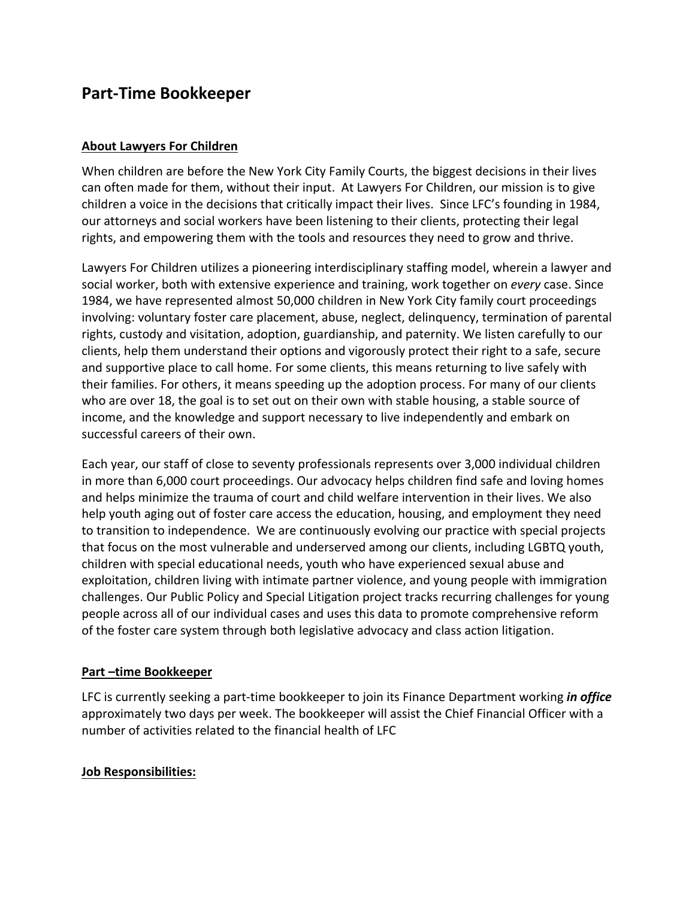# Part-Time Bookkeeper

**About Lawyers For Children**

When children are before the New York City Family Courts, the biggest decisions in their lives can often made for them, without their input. At Lawyers For Children, our mission is to give children a voice in the decisions that critically impact their lives. Since LFC's founding in 1984, our attorneys and social workers have been listening to their clients, protecting their legal rights, and empowering them with the tools and resources they need to grow and thrive.

Lawyers For Children utilizes a pioneering interdisciplinary staffing model, wherein a lawyer and social worker, both with extensive experience and training, work together on *every* case. Since 1984, we have represented almost 50,000 children in New York City family court proceedings involving: voluntary foster care placement, abuse, neglect, delinquency, termination of parental rights, custody and visitation, adoption, guardianship, and paternity. We listen carefully to our clients, help them understand their options and vigorously protect their right to a safe, secure and supportive place to call home. For some clients, this means returning to live safely with their families. For others, it means speeding up the adoption process. For many of our clients who are over 18, the goal is to set out on their own with stable housing, a stable source of income, and the knowledge and support necessary to live independently and embark on successful careers of their own.

Each year, our staff of close to seventy professionals represents over 3,000 individual children in more than 6,000 court proceedings. Our advocacy helps children find safe and loving homes and helps minimize the trauma of court and child welfare intervention in their lives. We also help youth aging out of foster care access the education, housing, and employment they need to transition to independence. We are continuously evolving our practice with special projects that focus on the most vulnerable and underserved among our clients, including LGBTQ youth, children with special educational needs, youth who have experienced sexual abuse and exploitation, children living with intimate partner violence, and young people with immigration challenges. Our Public Policy and Special Litigation project tracks recurring challenges for young people across all of our individual cases and uses this data to promote comprehensive reform of the foster care system through both legislative advocacy and class action litigation.

**Part –time Bookkeeper**

LFC is currently seeking a part-time bookkeeper to join its Finance Department working ***in office*** approximately two days per week. The bookkeeper will assist the Chief Financial Officer with a number of activities related to the financial health of LFC

**Job Responsibilities:**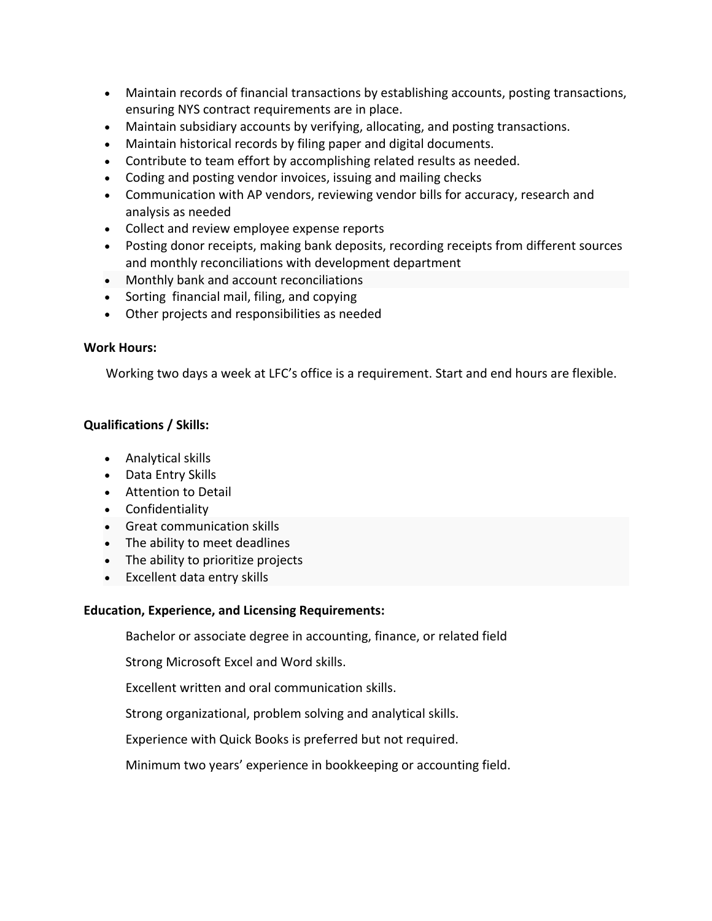- Maintain records of financial transactions by establishing accounts, posting transactions, ensuring NYS contract requirements are in place.
- Maintain subsidiary accounts by verifying, allocating, and posting transactions.
- Maintain historical records by filing paper and digital documents.
- Contribute to team effort by accomplishing related results as needed.
- Coding and posting vendor invoices, issuing and mailing checks
- Communication with AP vendors, reviewing vendor bills for accuracy, research and analysis as needed
- Collect and review employee expense reports
- Posting donor receipts, making bank deposits, recording receipts from different sources and monthly reconciliations with development department
- Monthly bank and account reconciliations
- Sorting financial mail, filing, and copying
- Other projects and responsibilities as needed

**Work Hours:**

Working two days a week at LFC's office is a requirement. Start and end hours are flexible.

**Qualifications / Skills:**

- Analytical skills
- Data Entry Skills
- Attention to Detail
- Confidentiality
- Great communication skills
- The ability to meet deadlines
- The ability to prioritize projects
- Excellent data entry skills

**Education, Experience, and Licensing Requirements:**

Bachelor or associate degree in accounting, finance, or related field

Strong Microsoft Excel and Word skills.

Excellent written and oral communication skills.

Strong organizational, problem solving and analytical skills.

Experience with Quick Books is preferred but not required.

Minimum two years' experience in bookkeeping or accounting field.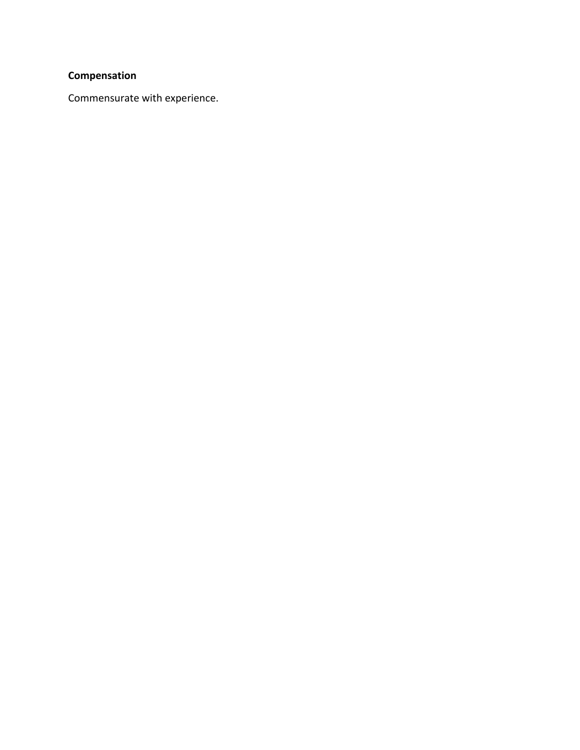**Compensation**

Commensurate with experience.